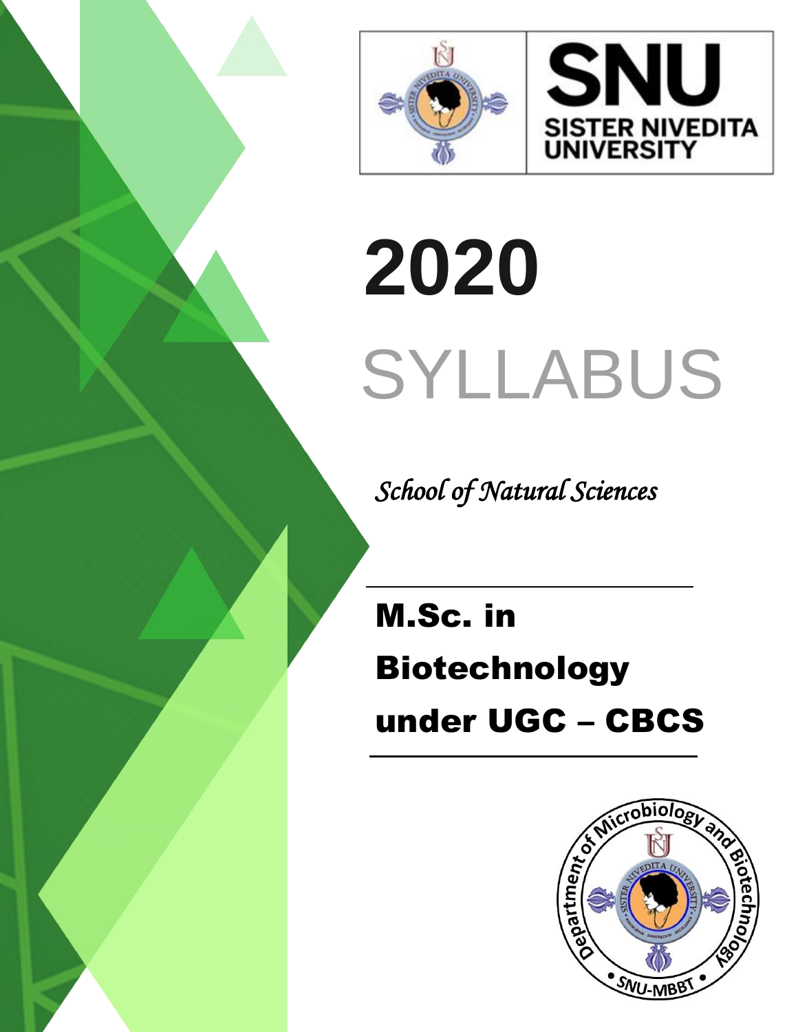SNU

SISTER NIVEDITA UNIVERSITY

# 2020

# SYLLABUS

*School of Natural Sciences*

## M.Sc. in Biotechnology under UGC – CBCS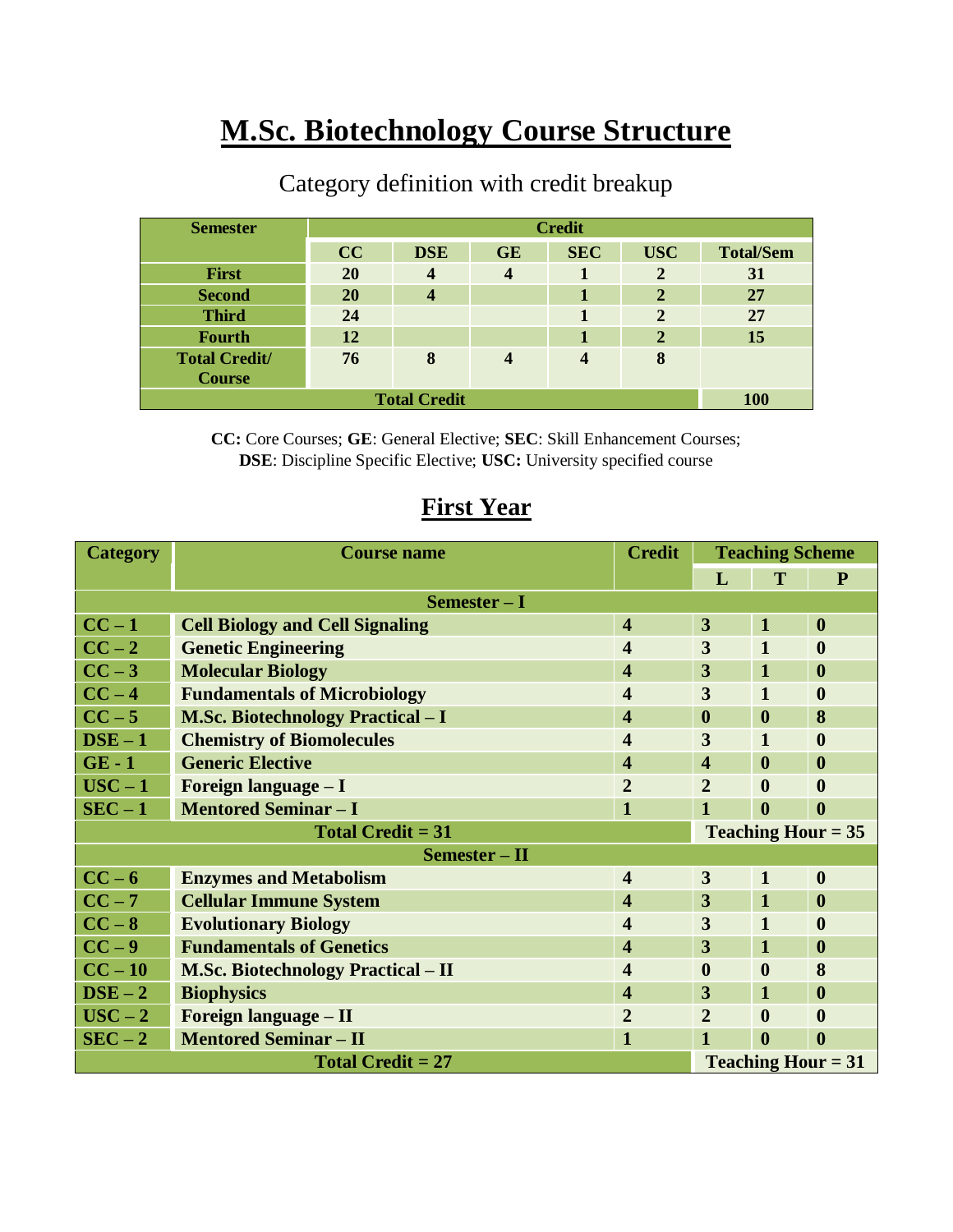# M.Sc. Biotechnology Course Structure

Category definition with credit breakup

| Semester | Credit | | | | | |
|---|---|---|---|---|---|---|
| | CC | DSE | GE | SEC | USC | Total/Sem |
| First | 20 | 4 | 4 | 1 | 2 | 31 |
| Second | 20 | 4 | | 1 | 2 | 27 |
| Third | 24 | | | 1 | 2 | 27 |
| Fourth | 12 | | | 1 | 2 | 15 |
| Total Credit/ Course | 76 | 8 | 4 | 4 | 8 | |
| Total Credit | | | | | | 100 |

**CC:** Core Courses; **GE**: General Elective; **SEC**: Skill Enhancement Courses; **DSE**: Discipline Specific Elective; **USC:** University specified course

## First Year

| Category | Course name | Credit | Teaching Scheme | | |
|---|---|---|---|---|---|
| | | | L | T | P |
| **Semester – I** | | | | | |
| CC – 1 | Cell Biology and Cell Signaling | 4 | 3 | 1 | 0 |
| CC – 2 | Genetic Engineering | 4 | 3 | 1 | 0 |
| CC – 3 | Molecular Biology | 4 | 3 | 1 | 0 |
| CC – 4 | Fundamentals of Microbiology | 4 | 3 | 1 | 0 |
| CC – 5 | M.Sc. Biotechnology Practical – I | 4 | 0 | 0 | 8 |
| DSE – 1 | Chemistry of Biomolecules | 4 | 3 | 1 | 0 |
| GE - 1 | Generic Elective | 4 | 4 | 0 | 0 |
| USC – 1 | Foreign language – I | 2 | 2 | 0 | 0 |
| SEC – 1 | Mentored Seminar – I | 1 | 1 | 0 | 0 |
| **Total Credit = 31** | | | **Teaching Hour = 35** | | |
| **Semester – II** | | | | | |
| CC – 6 | Enzymes and Metabolism | 4 | 3 | 1 | 0 |
| CC – 7 | Cellular Immune System | 4 | 3 | 1 | 0 |
| CC – 8 | Evolutionary Biology | 4 | 3 | 1 | 0 |
| CC – 9 | Fundamentals of Genetics | 4 | 3 | 1 | 0 |
| CC – 10 | M.Sc. Biotechnology Practical – II | 4 | 0 | 0 | 8 |
| DSE – 2 | Biophysics | 4 | 3 | 1 | 0 |
| USC – 2 | Foreign language – II | 2 | 2 | 0 | 0 |
| SEC – 2 | Mentored Seminar – II | 1 | 1 | 0 | 0 |
| **Total Credit = 27** | | | **Teaching Hour = 31** | | |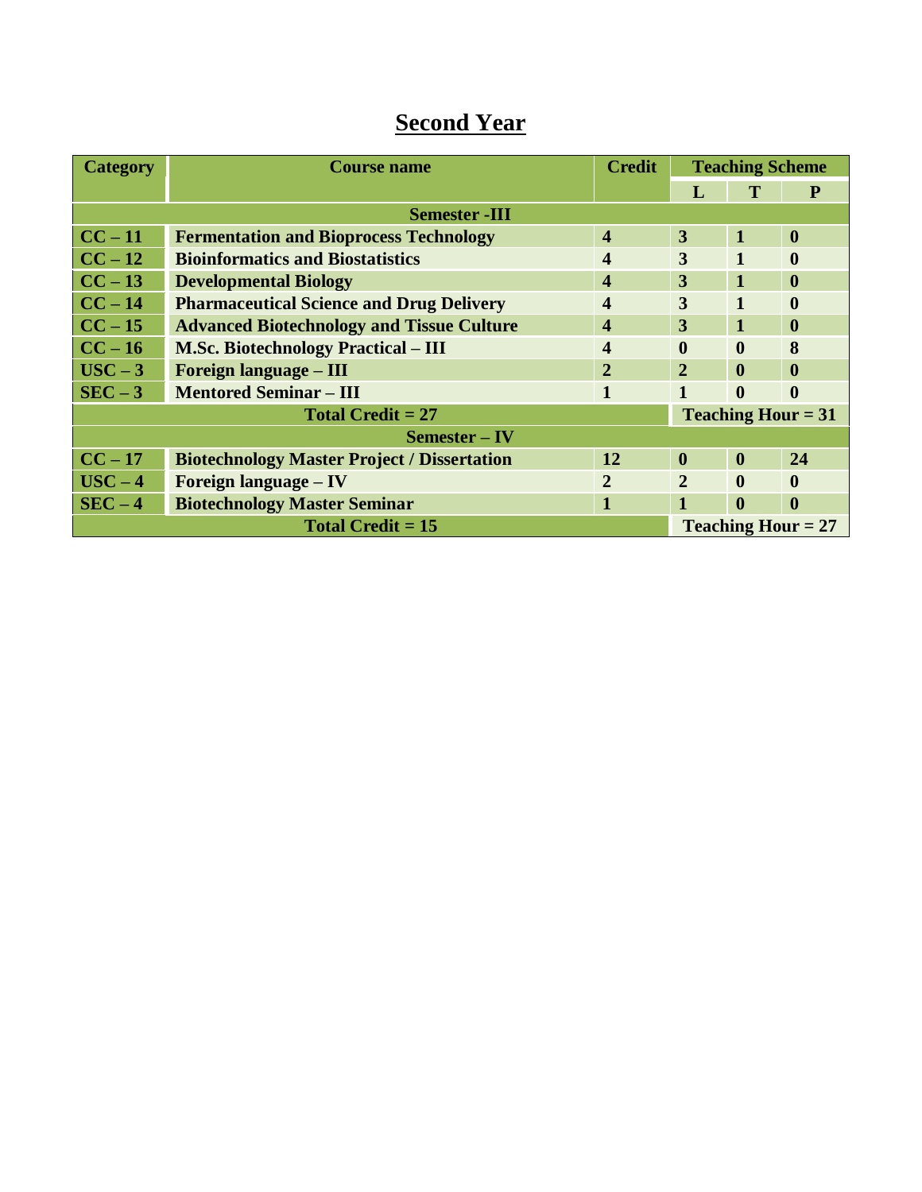# Second Year

| Category | Course name | Credit | Teaching Scheme | | |
|---|---|---|---|---|---|
| | | | L | T | P |
| **Semester -III** | | | | | |
| CC – 11 | Fermentation and Bioprocess Technology | 4 | 3 | 1 | 0 |
| CC – 12 | Bioinformatics and Biostatistics | 4 | 3 | 1 | 0 |
| CC – 13 | Developmental Biology | 4 | 3 | 1 | 0 |
| CC – 14 | Pharmaceutical Science and Drug Delivery | 4 | 3 | 1 | 0 |
| CC – 15 | Advanced Biotechnology and Tissue Culture | 4 | 3 | 1 | 0 |
| CC – 16 | M.Sc. Biotechnology Practical – III | 4 | 0 | 0 | 8 |
| USC – 3 | Foreign language – III | 2 | 2 | 0 | 0 |
| SEC – 3 | Mentored Seminar – III | 1 | 1 | 0 | 0 |
| **Total Credit = 27** | | | **Teaching Hour = 31** | | |
| **Semester – IV** | | | | | |
| CC – 17 | Biotechnology Master Project / Dissertation | 12 | 0 | 0 | 24 |
| USC – 4 | Foreign language – IV | 2 | 2 | 0 | 0 |
| SEC – 4 | Biotechnology Master Seminar | 1 | 1 | 0 | 0 |
| **Total Credit = 15** | | | **Teaching Hour = 27** | | |